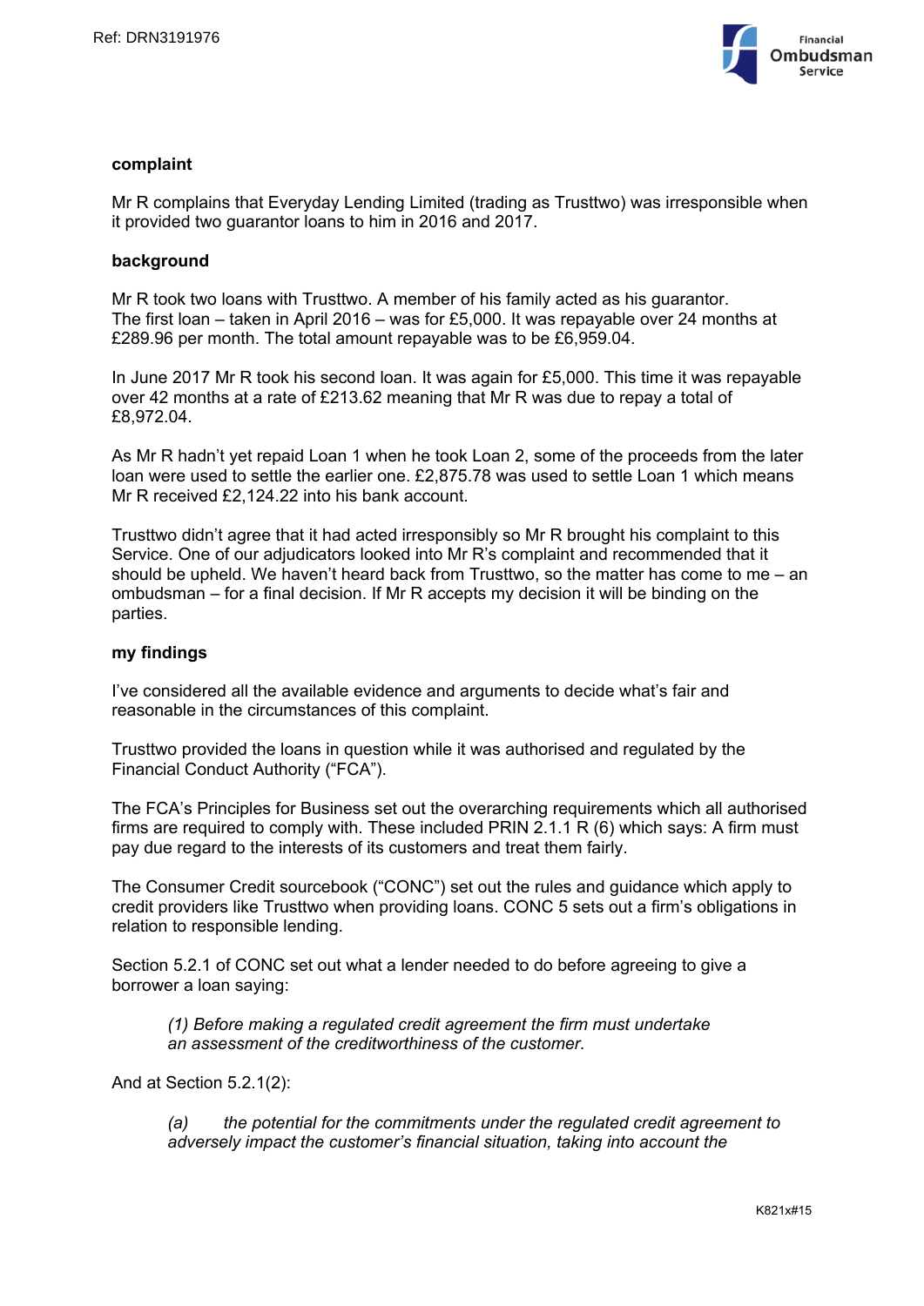## complaint

Mr R complains that Everyday Lending Limited (trading as Trusttwo) was irresponsible when it provided two guarantor loans to him in 2016 and 2017.

## background

Mr R took two loans with Trusttwo. A member of his family acted as his guarantor. The first loan – taken in April 2016 – was for £5,000. It was repayable over 24 months at £289.96 per month. The total amount repayable was to be £6,959.04.

In June 2017 Mr R took his second loan. It was again for £5,000. This time it was repayable over 42 months at a rate of £213.62 meaning that Mr R was due to repay a total of £8,972.04.

As Mr R hadn't yet repaid Loan 1 when he took Loan 2, some of the proceeds from the later loan were used to settle the earlier one. £2,875.78 was used to settle Loan 1 which means Mr R received £2,124.22 into his bank account.

Trusttwo didn't agree that it had acted irresponsibly so Mr R brought his complaint to this Service. One of our adjudicators looked into Mr R's complaint and recommended that it should be upheld. We haven't heard back from Trusttwo, so the matter has come to me – an ombudsman – for a final decision. If Mr R accepts my decision it will be binding on the parties.

## my findings

I've considered all the available evidence and arguments to decide what's fair and reasonable in the circumstances of this complaint.

Trusttwo provided the loans in question while it was authorised and regulated by the Financial Conduct Authority ("FCA").

The FCA's Principles for Business set out the overarching requirements which all authorised firms are required to comply with. These included PRIN 2.1.1 R (6) which says: A firm must pay due regard to the interests of its customers and treat them fairly.

The Consumer Credit sourcebook ("CONC") set out the rules and guidance which apply to credit providers like Trusttwo when providing loans. CONC 5 sets out a firm's obligations in relation to responsible lending.

Section 5.2.1 of CONC set out what a lender needed to do before agreeing to give a borrower a loan saying:

> *(1) Before making a regulated credit agreement the firm must undertake an assessment of the creditworthiness of the customer.*

And at Section 5.2.1(2):

> *(a) the potential for the commitments under the regulated credit agreement to adversely impact the customer's financial situation, taking into account the*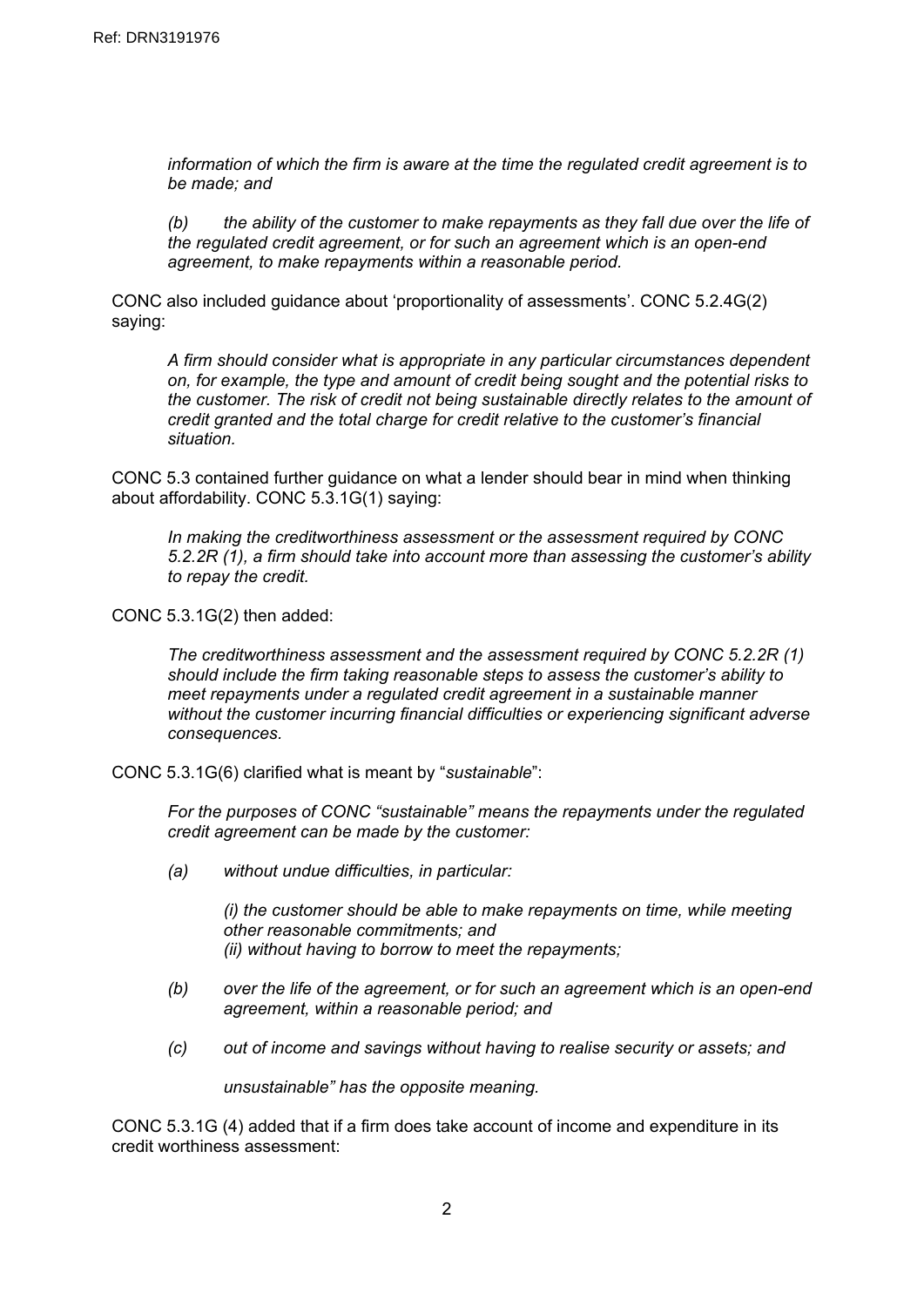*information of which the firm is aware at the time the regulated credit agreement is to be made; and*

> *(b) the ability of the customer to make repayments as they fall due over the life of the regulated credit agreement, or for such an agreement which is an open-end agreement, to make repayments within a reasonable period.*

CONC also included guidance about 'proportionality of assessments'. CONC 5.2.4G(2) saying:

> *A firm should consider what is appropriate in any particular circumstances dependent on, for example, the type and amount of credit being sought and the potential risks to the customer. The risk of credit not being sustainable directly relates to the amount of credit granted and the total charge for credit relative to the customer's financial situation.*

CONC 5.3 contained further guidance on what a lender should bear in mind when thinking about affordability. CONC 5.3.1G(1) saying:

> *In making the creditworthiness assessment or the assessment required by CONC 5.2.2R (1), a firm should take into account more than assessing the customer's ability to repay the credit.*

CONC 5.3.1G(2) then added:

> *The creditworthiness assessment and the assessment required by CONC 5.2.2R (1) should include the firm taking reasonable steps to assess the customer's ability to meet repayments under a regulated credit agreement in a sustainable manner without the customer incurring financial difficulties or experiencing significant adverse consequences.*

CONC 5.3.1G(6) clarified what is meant by "*sustainable*":

> *For the purposes of CONC "sustainable" means the repayments under the regulated credit agreement can be made by the customer:*
>
> *(a) without undue difficulties, in particular:*
>
> *(i) the customer should be able to make repayments on time, while meeting other reasonable commitments; and*
> *(ii) without having to borrow to meet the repayments;*
>
> *(b) over the life of the agreement, or for such an agreement which is an open-end agreement, within a reasonable period; and*
>
> *(c) out of income and savings without having to realise security or assets; and*
>
> *unsustainable" has the opposite meaning.*

CONC 5.3.1G (4) added that if a firm does take account of income and expenditure in its credit worthiness assessment: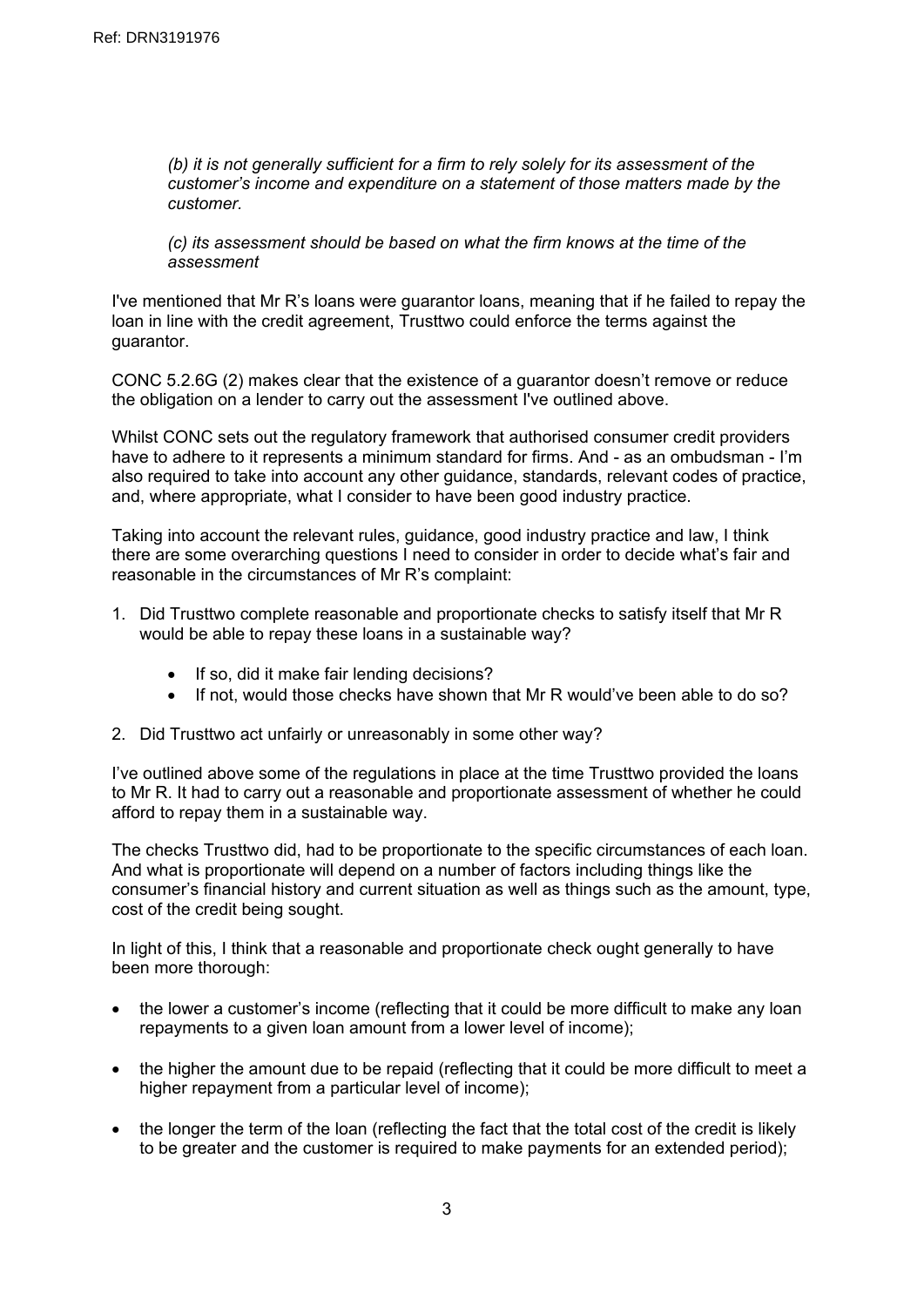*(b) it is not generally sufficient for a firm to rely solely for its assessment of the customer's income and expenditure on a statement of those matters made by the customer.*

*(c) its assessment should be based on what the firm knows at the time of the assessment*

I've mentioned that Mr R's loans were guarantor loans, meaning that if he failed to repay the loan in line with the credit agreement, Trusttwo could enforce the terms against the guarantor.

CONC 5.2.6G (2) makes clear that the existence of a guarantor doesn't remove or reduce the obligation on a lender to carry out the assessment I've outlined above.

Whilst CONC sets out the regulatory framework that authorised consumer credit providers have to adhere to it represents a minimum standard for firms. And - as an ombudsman - I'm also required to take into account any other guidance, standards, relevant codes of practice, and, where appropriate, what I consider to have been good industry practice.

Taking into account the relevant rules, guidance, good industry practice and law, I think there are some overarching questions I need to consider in order to decide what's fair and reasonable in the circumstances of Mr R's complaint:

1. Did Trusttwo complete reasonable and proportionate checks to satisfy itself that Mr R would be able to repay these loans in a sustainable way?
    - If so, did it make fair lending decisions?
    - If not, would those checks have shown that Mr R would've been able to do so?
2. Did Trusttwo act unfairly or unreasonably in some other way?

I've outlined above some of the regulations in place at the time Trusttwo provided the loans to Mr R. It had to carry out a reasonable and proportionate assessment of whether he could afford to repay them in a sustainable way.

The checks Trusttwo did, had to be proportionate to the specific circumstances of each loan. And what is proportionate will depend on a number of factors including things like the consumer's financial history and current situation as well as things such as the amount, type, cost of the credit being sought.

In light of this, I think that a reasonable and proportionate check ought generally to have been more thorough:

- the lower a customer's income (reflecting that it could be more difficult to make any loan repayments to a given loan amount from a lower level of income);
- the higher the amount due to be repaid (reflecting that it could be more difficult to meet a higher repayment from a particular level of income);
- the longer the term of the loan (reflecting the fact that the total cost of the credit is likely to be greater and the customer is required to make payments for an extended period);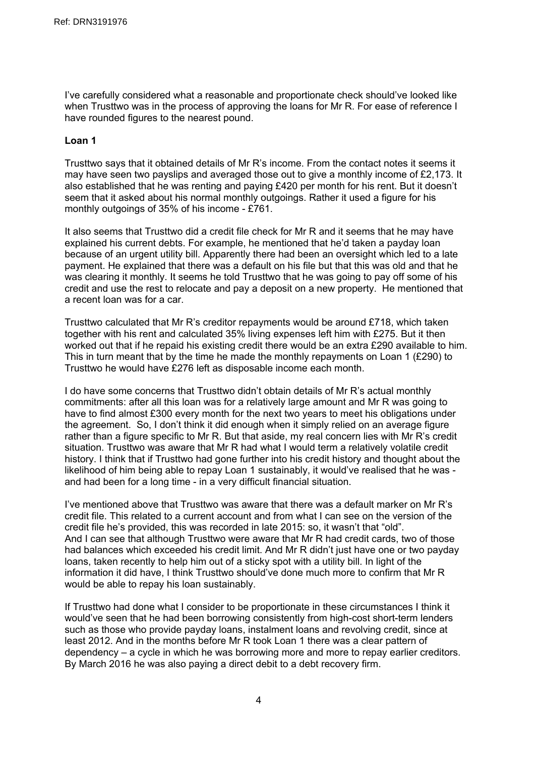I've carefully considered what a reasonable and proportionate check should've looked like when Trusttwo was in the process of approving the loans for Mr R. For ease of reference I have rounded figures to the nearest pound.

**Loan 1**

Trusttwo says that it obtained details of Mr R's income. From the contact notes it seems it may have seen two payslips and averaged those out to give a monthly income of £2,173. It also established that he was renting and paying £420 per month for his rent. But it doesn't seem that it asked about his normal monthly outgoings. Rather it used a figure for his monthly outgoings of 35% of his income - £761.

It also seems that Trusttwo did a credit file check for Mr R and it seems that he may have explained his current debts. For example, he mentioned that he'd taken a payday loan because of an urgent utility bill. Apparently there had been an oversight which led to a late payment. He explained that there was a default on his file but that this was old and that he was clearing it monthly. It seems he told Trusttwo that he was going to pay off some of his credit and use the rest to relocate and pay a deposit on a new property. He mentioned that a recent loan was for a car.

Trusttwo calculated that Mr R's creditor repayments would be around £718, which taken together with his rent and calculated 35% living expenses left him with £275. But it then worked out that if he repaid his existing credit there would be an extra £290 available to him. This in turn meant that by the time he made the monthly repayments on Loan 1 (£290) to Trusttwo he would have £276 left as disposable income each month.

I do have some concerns that Trusttwo didn't obtain details of Mr R's actual monthly commitments: after all this loan was for a relatively large amount and Mr R was going to have to find almost £300 every month for the next two years to meet his obligations under the agreement. So, I don't think it did enough when it simply relied on an average figure rather than a figure specific to Mr R. But that aside, my real concern lies with Mr R's credit situation. Trusttwo was aware that Mr R had what I would term a relatively volatile credit history. I think that if Trusttwo had gone further into his credit history and thought about the likelihood of him being able to repay Loan 1 sustainably, it would've realised that he was - and had been for a long time - in a very difficult financial situation.

I've mentioned above that Trusttwo was aware that there was a default marker on Mr R's credit file. This related to a current account and from what I can see on the version of the credit file he's provided, this was recorded in late 2015: so, it wasn't that "old". And I can see that although Trusttwo were aware that Mr R had credit cards, two of those had balances which exceeded his credit limit. And Mr R didn't just have one or two payday loans, taken recently to help him out of a sticky spot with a utility bill. In light of the information it did have, I think Trusttwo should've done much more to confirm that Mr R would be able to repay his loan sustainably.

If Trusttwo had done what I consider to be proportionate in these circumstances I think it would've seen that he had been borrowing consistently from high-cost short-term lenders such as those who provide payday loans, instalment loans and revolving credit, since at least 2012. And in the months before Mr R took Loan 1 there was a clear pattern of dependency – a cycle in which he was borrowing more and more to repay earlier creditors. By March 2016 he was also paying a direct debit to a debt recovery firm.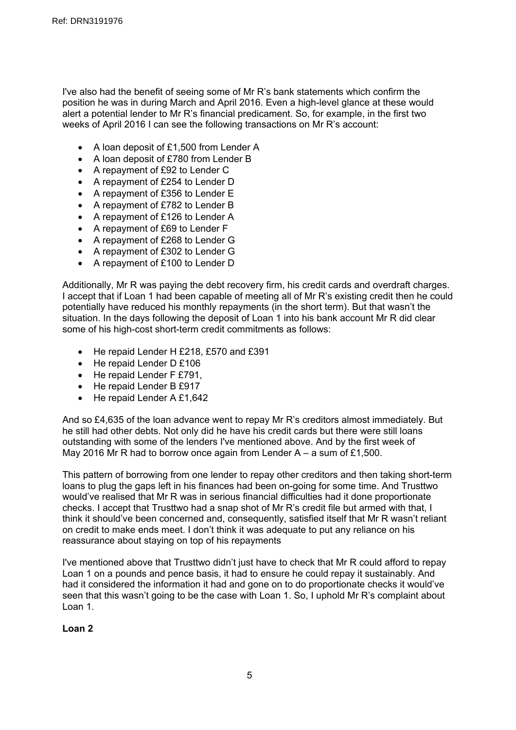I've also had the benefit of seeing some of Mr R's bank statements which confirm the position he was in during March and April 2016. Even a high-level glance at these would alert a potential lender to Mr R's financial predicament. So, for example, in the first two weeks of April 2016 I can see the following transactions on Mr R's account:

- A loan deposit of £1,500 from Lender A
- A loan deposit of £780 from Lender B
- A repayment of £92 to Lender C
- A repayment of £254 to Lender D
- A repayment of £356 to Lender E
- A repayment of £782 to Lender B
- A repayment of £126 to Lender A
- A repayment of £69 to Lender F
- A repayment of £268 to Lender G
- A repayment of £302 to Lender G
- A repayment of £100 to Lender D

Additionally, Mr R was paying the debt recovery firm, his credit cards and overdraft charges. I accept that if Loan 1 had been capable of meeting all of Mr R's existing credit then he could potentially have reduced his monthly repayments (in the short term). But that wasn't the situation. In the days following the deposit of Loan 1 into his bank account Mr R did clear some of his high-cost short-term credit commitments as follows:

- He repaid Lender H £218, £570 and £391
- He repaid Lender D £106
- He repaid Lender F £791,
- He repaid Lender B £917
- He repaid Lender A £1,642

And so £4,635 of the loan advance went to repay Mr R's creditors almost immediately. But he still had other debts. Not only did he have his credit cards but there were still loans outstanding with some of the lenders I've mentioned above. And by the first week of May 2016 Mr R had to borrow once again from Lender A – a sum of £1,500.

This pattern of borrowing from one lender to repay other creditors and then taking short-term loans to plug the gaps left in his finances had been on-going for some time. And Trusttwo would've realised that Mr R was in serious financial difficulties had it done proportionate checks. I accept that Trusttwo had a snap shot of Mr R's credit file but armed with that, I think it should've been concerned and, consequently, satisfied itself that Mr R wasn't reliant on credit to make ends meet. I don't think it was adequate to put any reliance on his reassurance about staying on top of his repayments

I've mentioned above that Trusttwo didn't just have to check that Mr R could afford to repay Loan 1 on a pounds and pence basis, it had to ensure he could repay it sustainably. And had it considered the information it had and gone on to do proportionate checks it would've seen that this wasn't going to be the case with Loan 1. So, I uphold Mr R's complaint about Loan 1.

**Loan 2**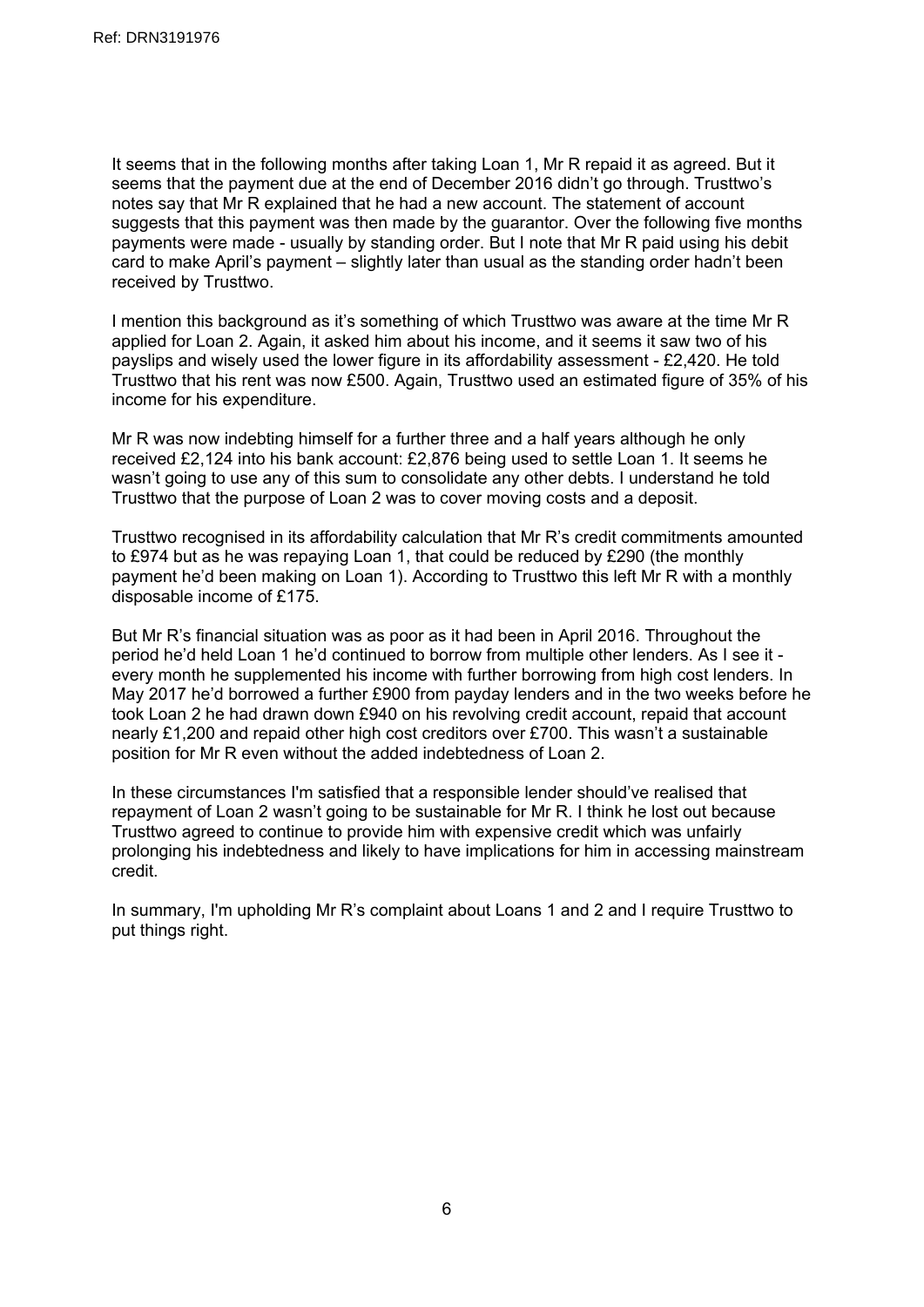It seems that in the following months after taking Loan 1, Mr R repaid it as agreed. But it seems that the payment due at the end of December 2016 didn't go through. Trusttwo's notes say that Mr R explained that he had a new account. The statement of account suggests that this payment was then made by the guarantor. Over the following five months payments were made - usually by standing order. But I note that Mr R paid using his debit card to make April's payment – slightly later than usual as the standing order hadn't been received by Trusttwo.

I mention this background as it's something of which Trusttwo was aware at the time Mr R applied for Loan 2. Again, it asked him about his income, and it seems it saw two of his payslips and wisely used the lower figure in its affordability assessment - £2,420. He told Trusttwo that his rent was now £500. Again, Trusttwo used an estimated figure of 35% of his income for his expenditure.

Mr R was now indebting himself for a further three and a half years although he only received £2,124 into his bank account: £2,876 being used to settle Loan 1. It seems he wasn't going to use any of this sum to consolidate any other debts. I understand he told Trusttwo that the purpose of Loan 2 was to cover moving costs and a deposit.

Trusttwo recognised in its affordability calculation that Mr R's credit commitments amounted to £974 but as he was repaying Loan 1, that could be reduced by £290 (the monthly payment he'd been making on Loan 1). According to Trusttwo this left Mr R with a monthly disposable income of £175.

But Mr R's financial situation was as poor as it had been in April 2016. Throughout the period he'd held Loan 1 he'd continued to borrow from multiple other lenders. As I see it - every month he supplemented his income with further borrowing from high cost lenders. In May 2017 he'd borrowed a further £900 from payday lenders and in the two weeks before he took Loan 2 he had drawn down £940 on his revolving credit account, repaid that account nearly £1,200 and repaid other high cost creditors over £700. This wasn't a sustainable position for Mr R even without the added indebtedness of Loan 2.

In these circumstances I'm satisfied that a responsible lender should've realised that repayment of Loan 2 wasn't going to be sustainable for Mr R. I think he lost out because Trusttwo agreed to continue to provide him with expensive credit which was unfairly prolonging his indebtedness and likely to have implications for him in accessing mainstream credit.

In summary, I'm upholding Mr R's complaint about Loans 1 and 2 and I require Trusttwo to put things right.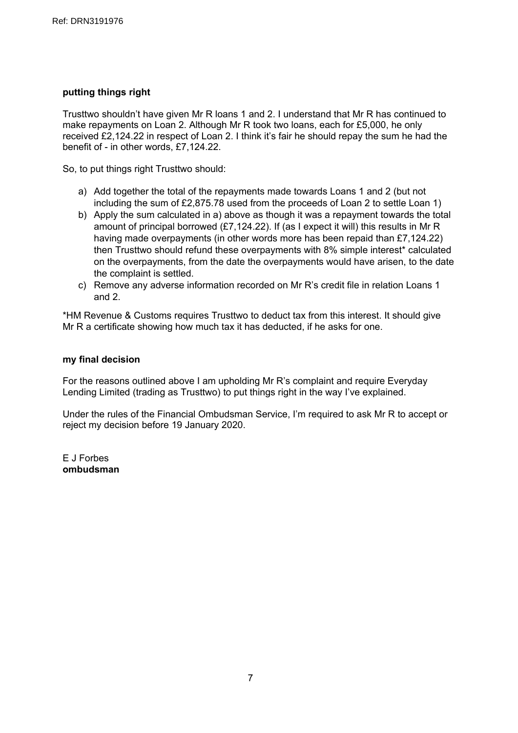**putting things right**

Trusttwo shouldn't have given Mr R loans 1 and 2. I understand that Mr R has continued to make repayments on Loan 2. Although Mr R took two loans, each for £5,000, he only received £2,124.22 in respect of Loan 2. I think it's fair he should repay the sum he had the benefit of - in other words, £7,124.22.

So, to put things right Trusttwo should:

a) Add together the total of the repayments made towards Loans 1 and 2 (but not including the sum of £2,875.78 used from the proceeds of Loan 2 to settle Loan 1)
b) Apply the sum calculated in a) above as though it was a repayment towards the total amount of principal borrowed (£7,124.22). If (as I expect it will) this results in Mr R having made overpayments (in other words more has been repaid than £7,124.22) then Trusttwo should refund these overpayments with 8% simple interest* calculated on the overpayments, from the date the overpayments would have arisen, to the date the complaint is settled.
c) Remove any adverse information recorded on Mr R's credit file in relation Loans 1 and 2.

*HM Revenue & Customs requires Trusttwo to deduct tax from this interest. It should give Mr R a certificate showing how much tax it has deducted, if he asks for one.

**my final decision**

For the reasons outlined above I am upholding Mr R's complaint and require Everyday Lending Limited (trading as Trusttwo) to put things right in the way I've explained.

Under the rules of the Financial Ombudsman Service, I'm required to ask Mr R to accept or reject my decision before 19 January 2020.

E J Forbes
**ombudsman**